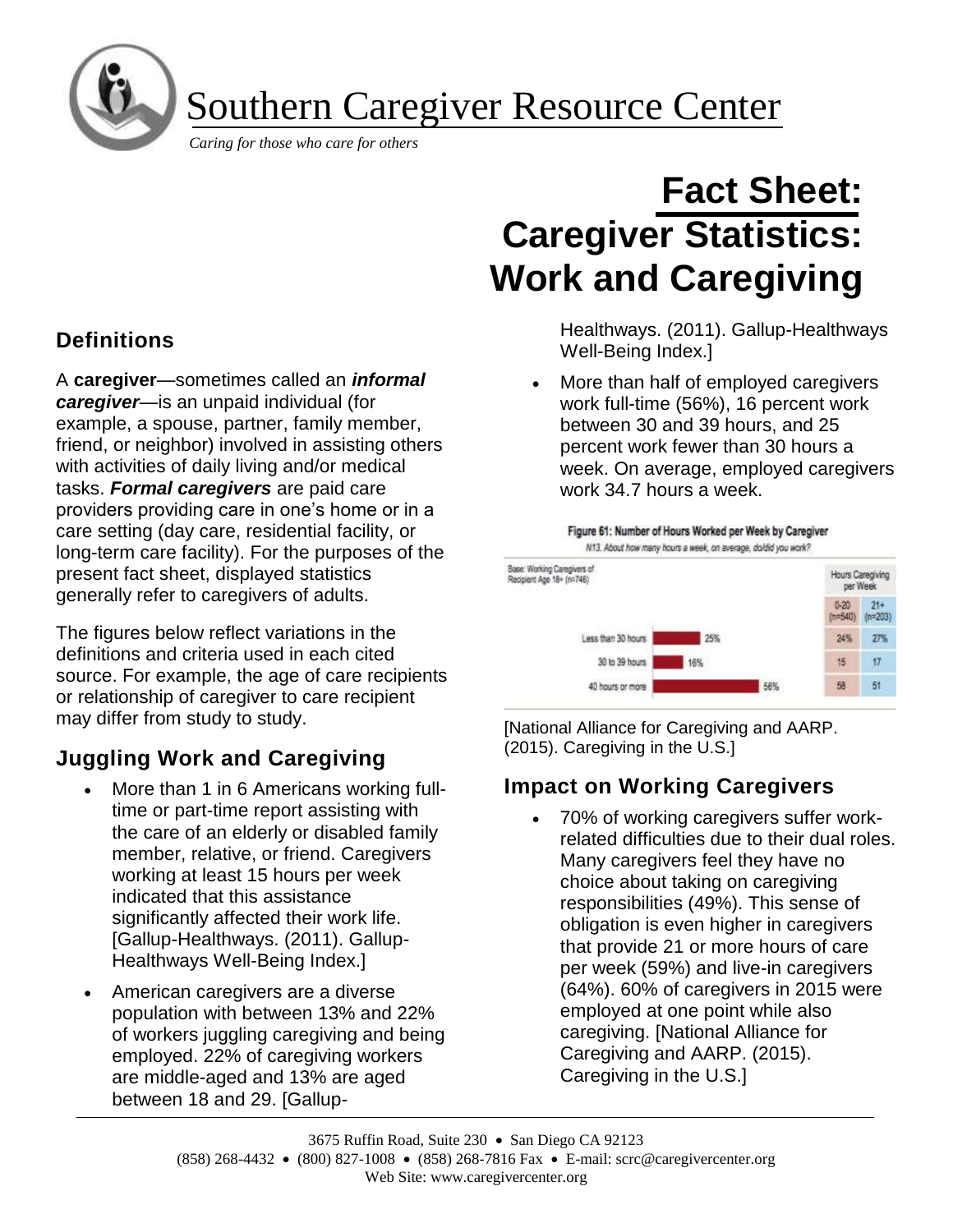# Southern Caregiver Resource Center

*Caring for those who care for others*

# Fact Sheet: Caregiver Statistics: Work and Caregiving

## Definitions

A **caregiver**—sometimes called an ***informal caregiver***—is an unpaid individual (for example, a spouse, partner, family member, friend, or neighbor) involved in assisting others with activities of daily living and/or medical tasks. ***Formal caregivers*** are paid care providers providing care in one's home or in a care setting (day care, residential facility, or long-term care facility). For the purposes of the present fact sheet, displayed statistics generally refer to caregivers of adults.

The figures below reflect variations in the definitions and criteria used in each cited source. For example, the age of care recipients or relationship of caregiver to care recipient may differ from study to study.

## Juggling Work and Caregiving

- More than 1 in 6 Americans working full-time or part-time report assisting with the care of an elderly or disabled family member, relative, or friend. Caregivers working at least 15 hours per week indicated that this assistance significantly affected their work life. [Gallup-Healthways. (2011). Gallup-Healthways Well-Being Index.]
- American caregivers are a diverse population with between 13% and 22% of workers juggling caregiving and being employed. 22% of caregiving workers are middle-aged and 13% are aged between 18 and 29. [Gallup-Healthways. (2011). Gallup-Healthways Well-Being Index.]
- More than half of employed caregivers work full-time (56%), 16 percent work between 30 and 39 hours, and 25 percent work fewer than 30 hours a week. On average, employed caregivers work 34.7 hours a week.

**Figure 61: Number of Hours Worked per Week by Caregiver**

*N13. About how many hours a week, on average, do/did you work?*

Base: Working Caregivers of Recipient Age 18+ (n=746)

| | Total | Hours Caregiving per Week: 0-20 (n=540) | 21+ (n=203) |
|---|---|---|---|
| Less than 30 hours | 25% | 24% | 27% |
| 30 to 39 hours | 16% | 15 | 17 |
| 40 hours or more | 56% | 58 | 51 |

[National Alliance for Caregiving and AARP. (2015). Caregiving in the U.S.]

## Impact on Working Caregivers

- 70% of working caregivers suffer work-related difficulties due to their dual roles. Many caregivers feel they have no choice about taking on caregiving responsibilities (49%). This sense of obligation is even higher in caregivers that provide 21 or more hours of care per week (59%) and live-in caregivers (64%). 60% of caregivers in 2015 were employed at one point while also caregiving. [National Alliance for Caregiving and AARP. (2015). Caregiving in the U.S.]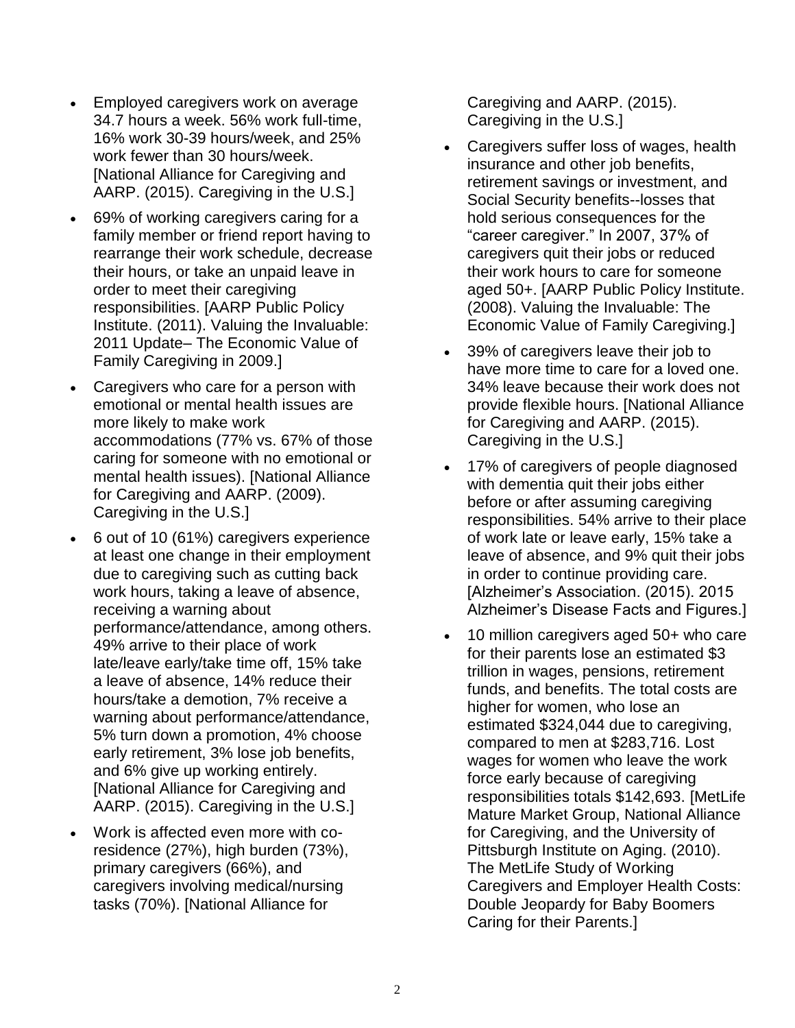- Employed caregivers work on average 34.7 hours a week. 56% work full-time, 16% work 30-39 hours/week, and 25% work fewer than 30 hours/week. [National Alliance for Caregiving and AARP. (2015). Caregiving in the U.S.]
- 69% of working caregivers caring for a family member or friend report having to rearrange their work schedule, decrease their hours, or take an unpaid leave in order to meet their caregiving responsibilities. [AARP Public Policy Institute. (2011). Valuing the Invaluable: 2011 Update– The Economic Value of Family Caregiving in 2009.]
- Caregivers who care for a person with emotional or mental health issues are more likely to make work accommodations (77% vs. 67% of those caring for someone with no emotional or mental health issues). [National Alliance for Caregiving and AARP. (2009). Caregiving in the U.S.]
- 6 out of 10 (61%) caregivers experience at least one change in their employment due to caregiving such as cutting back work hours, taking a leave of absence, receiving a warning about performance/attendance, among others. 49% arrive to their place of work late/leave early/take time off, 15% take a leave of absence, 14% reduce their hours/take a demotion, 7% receive a warning about performance/attendance, 5% turn down a promotion, 4% choose early retirement, 3% lose job benefits, and 6% give up working entirely. [National Alliance for Caregiving and AARP. (2015). Caregiving in the U.S.]
- Work is affected even more with co-residence (27%), high burden (73%), primary caregivers (66%), and caregivers involving medical/nursing tasks (70%). [National Alliance for Caregiving and AARP. (2015). Caregiving in the U.S.]
- Caregivers suffer loss of wages, health insurance and other job benefits, retirement savings or investment, and Social Security benefits--losses that hold serious consequences for the "career caregiver." In 2007, 37% of caregivers quit their jobs or reduced their work hours to care for someone aged 50+. [AARP Public Policy Institute. (2008). Valuing the Invaluable: The Economic Value of Family Caregiving.]
- 39% of caregivers leave their job to have more time to care for a loved one. 34% leave because their work does not provide flexible hours. [National Alliance for Caregiving and AARP. (2015). Caregiving in the U.S.]
- 17% of caregivers of people diagnosed with dementia quit their jobs either before or after assuming caregiving responsibilities. 54% arrive to their place of work late or leave early, 15% take a leave of absence, and 9% quit their jobs in order to continue providing care. [Alzheimer's Association. (2015). 2015 Alzheimer's Disease Facts and Figures.]
- 10 million caregivers aged 50+ who care for their parents lose an estimated $3 trillion in wages, pensions, retirement funds, and benefits. The total costs are higher for women, who lose an estimated $324,044 due to caregiving, compared to men at $283,716. Lost wages for women who leave the work force early because of caregiving responsibilities totals $142,693. [MetLife Mature Market Group, National Alliance for Caregiving, and the University of Pittsburgh Institute on Aging. (2010). The MetLife Study of Working Caregivers and Employer Health Costs: Double Jeopardy for Baby Boomers Caring for their Parents.]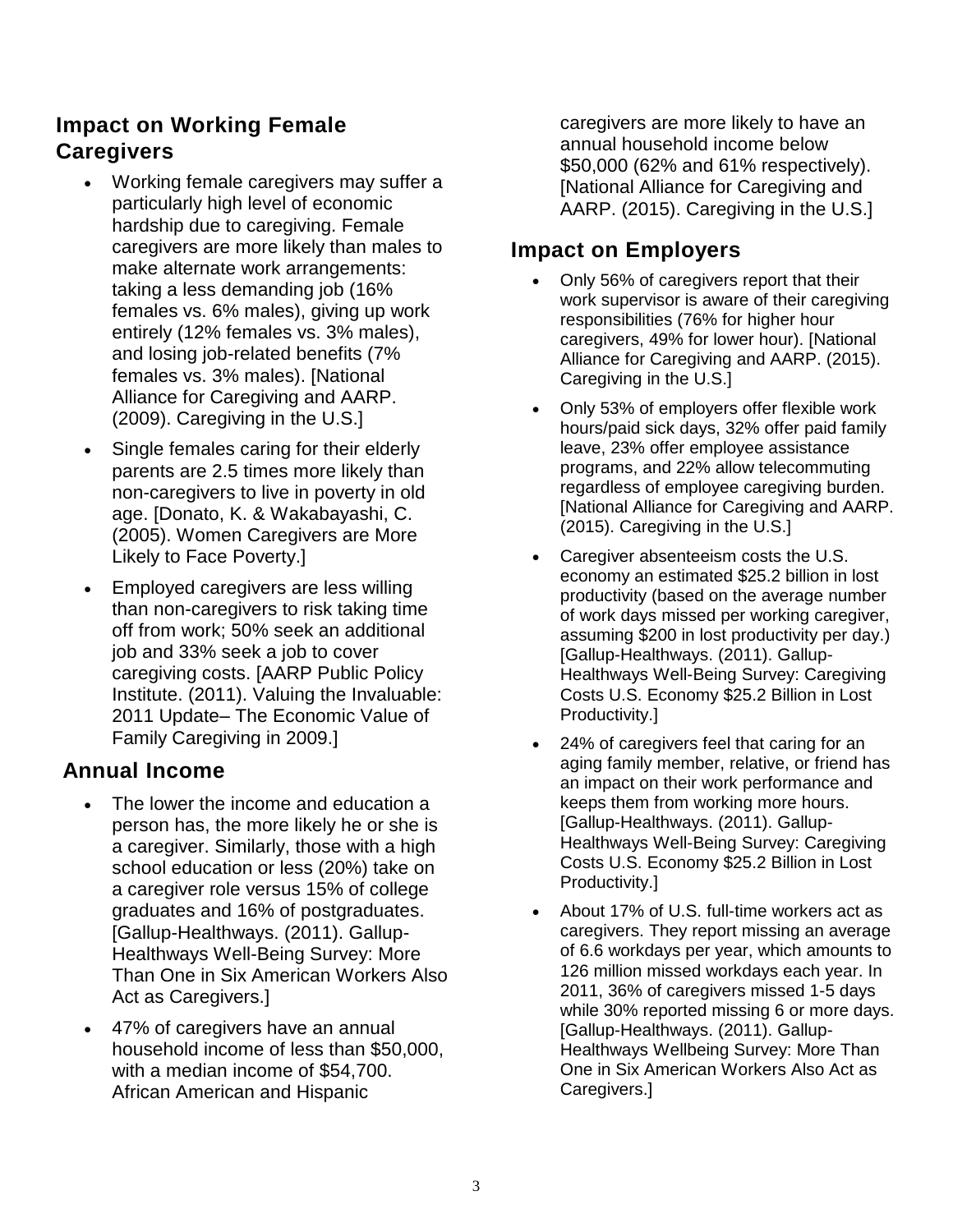## Impact on Working Female Caregivers

- Working female caregivers may suffer a particularly high level of economic hardship due to caregiving. Female caregivers are more likely than males to make alternate work arrangements: taking a less demanding job (16% females vs. 6% males), giving up work entirely (12% females vs. 3% males), and losing job-related benefits (7% females vs. 3% males). [National Alliance for Caregiving and AARP. (2009). Caregiving in the U.S.]
- Single females caring for their elderly parents are 2.5 times more likely than non-caregivers to live in poverty in old age. [Donato, K. & Wakabayashi, C. (2005). Women Caregivers are More Likely to Face Poverty.]
- Employed caregivers are less willing than non-caregivers to risk taking time off from work; 50% seek an additional job and 33% seek a job to cover caregiving costs. [AARP Public Policy Institute. (2011). Valuing the Invaluable: 2011 Update– The Economic Value of Family Caregiving in 2009.]

## Annual Income

- The lower the income and education a person has, the more likely he or she is a caregiver. Similarly, those with a high school education or less (20%) take on a caregiver role versus 15% of college graduates and 16% of postgraduates. [Gallup-Healthways. (2011). Gallup-Healthways Well-Being Survey: More Than One in Six American Workers Also Act as Caregivers.]
- 47% of caregivers have an annual household income of less than $50,000, with a median income of $54,700. African American and Hispanic caregivers are more likely to have an annual household income below $50,000 (62% and 61% respectively). [National Alliance for Caregiving and AARP. (2015). Caregiving in the U.S.]

## Impact on Employers

- Only 56% of caregivers report that their work supervisor is aware of their caregiving responsibilities (76% for higher hour caregivers, 49% for lower hour). [National Alliance for Caregiving and AARP. (2015). Caregiving in the U.S.]
- Only 53% of employers offer flexible work hours/paid sick days, 32% offer paid family leave, 23% offer employee assistance programs, and 22% allow telecommuting regardless of employee caregiving burden. [National Alliance for Caregiving and AARP. (2015). Caregiving in the U.S.]
- Caregiver absenteeism costs the U.S. economy an estimated $25.2 billion in lost productivity (based on the average number of work days missed per working caregiver, assuming $200 in lost productivity per day.) [Gallup-Healthways. (2011). Gallup-Healthways Well-Being Survey: Caregiving Costs U.S. Economy $25.2 Billion in Lost Productivity.]
- 24% of caregivers feel that caring for an aging family member, relative, or friend has an impact on their work performance and keeps them from working more hours. [Gallup-Healthways. (2011). Gallup-Healthways Well-Being Survey: Caregiving Costs U.S. Economy $25.2 Billion in Lost Productivity.]
- About 17% of U.S. full-time workers act as caregivers. They report missing an average of 6.6 workdays per year, which amounts to 126 million missed workdays each year. In 2011, 36% of caregivers missed 1-5 days while 30% reported missing 6 or more days. [Gallup-Healthways. (2011). Gallup-Healthways Wellbeing Survey: More Than One in Six American Workers Also Act as Caregivers.]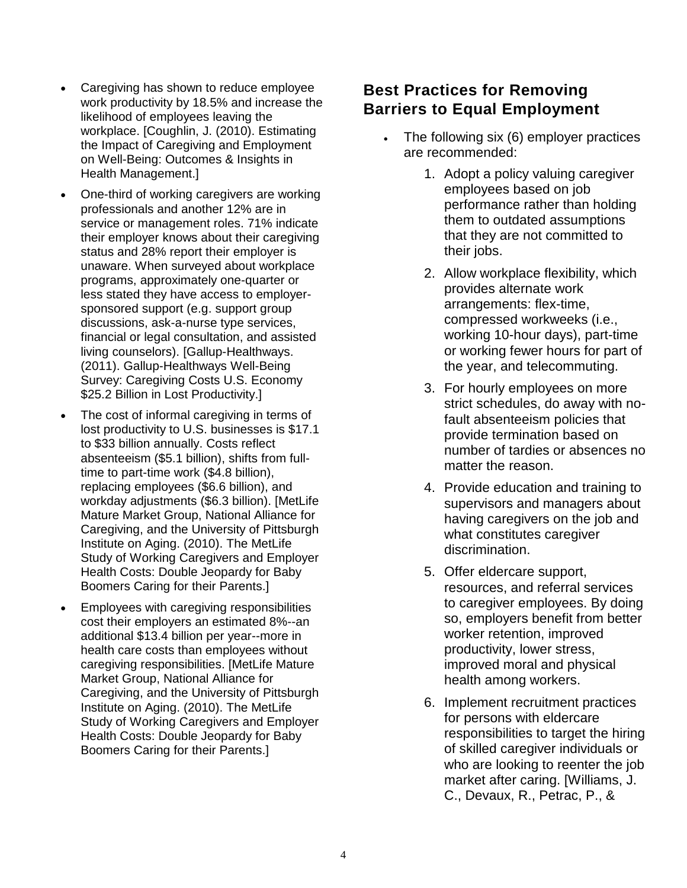- Caregiving has shown to reduce employee work productivity by 18.5% and increase the likelihood of employees leaving the workplace. [Coughlin, J. (2010). Estimating the Impact of Caregiving and Employment on Well-Being: Outcomes & Insights in Health Management.]
- One-third of working caregivers are working professionals and another 12% are in service or management roles. 71% indicate their employer knows about their caregiving status and 28% report their employer is unaware. When surveyed about workplace programs, approximately one-quarter or less stated they have access to employer-sponsored support (e.g. support group discussions, ask-a-nurse type services, financial or legal consultation, and assisted living counselors). [Gallup-Healthways. (2011). Gallup-Healthways Well-Being Survey: Caregiving Costs U.S. Economy $25.2 Billion in Lost Productivity.]
- The cost of informal caregiving in terms of lost productivity to U.S. businesses is $17.1 to $33 billion annually. Costs reflect absenteeism ($5.1 billion), shifts from full-time to part-time work ($4.8 billion), replacing employees ($6.6 billion), and workday adjustments ($6.3 billion). [MetLife Mature Market Group, National Alliance for Caregiving, and the University of Pittsburgh Institute on Aging. (2010). The MetLife Study of Working Caregivers and Employer Health Costs: Double Jeopardy for Baby Boomers Caring for their Parents.]
- Employees with caregiving responsibilities cost their employers an estimated 8%--an additional $13.4 billion per year--more in health care costs than employees without caregiving responsibilities. [MetLife Mature Market Group, National Alliance for Caregiving, and the University of Pittsburgh Institute on Aging. (2010). The MetLife Study of Working Caregivers and Employer Health Costs: Double Jeopardy for Baby Boomers Caring for their Parents.]

## Best Practices for Removing Barriers to Equal Employment

- The following six (6) employer practices are recommended:
    1. Adopt a policy valuing caregiver employees based on job performance rather than holding them to outdated assumptions that they are not committed to their jobs.
    2. Allow workplace flexibility, which provides alternate work arrangements: flex-time, compressed workweeks (i.e., working 10-hour days), part-time or working fewer hours for part of the year, and telecommuting.
    3. For hourly employees on more strict schedules, do away with no-fault absenteeism policies that provide termination based on number of tardies or absences no matter the reason.
    4. Provide education and training to supervisors and managers about having caregivers on the job and what constitutes caregiver discrimination.
    5. Offer eldercare support, resources, and referral services to caregiver employees. By doing so, employers benefit from better worker retention, improved productivity, lower stress, improved moral and physical health among workers.
    6. Implement recruitment practices for persons with eldercare responsibilities to target the hiring of skilled caregiver individuals or who are looking to reenter the job market after caring. [Williams, J. C., Devaux, R., Petrac, P., &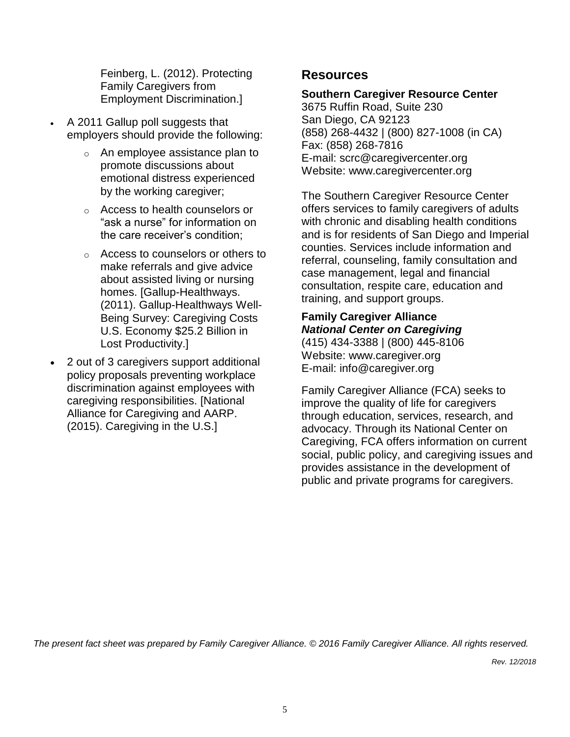Feinberg, L. (2012). Protecting Family Caregivers from Employment Discrimination.]

- A 2011 Gallup poll suggests that employers should provide the following:
  - An employee assistance plan to promote discussions about emotional distress experienced by the working caregiver;
  - Access to health counselors or "ask a nurse" for information on the care receiver's condition;
  - Access to counselors or others to make referrals and give advice about assisted living or nursing homes. [Gallup-Healthways. (2011). Gallup-Healthways Well-Being Survey: Caregiving Costs U.S. Economy $25.2 Billion in Lost Productivity.]
- 2 out of 3 caregivers support additional policy proposals preventing workplace discrimination against employees with caregiving responsibilities. [National Alliance for Caregiving and AARP. (2015). Caregiving in the U.S.]

## Resources

**Southern Caregiver Resource Center**
3675 Ruffin Road, Suite 230
San Diego, CA 92123
(858) 268-4432 | (800) 827-1008 (in CA)
Fax: (858) 268-7816
E-mail: scrc@caregivercenter.org
Website: www.caregivercenter.org

The Southern Caregiver Resource Center offers services to family caregivers of adults with chronic and disabling health conditions and is for residents of San Diego and Imperial counties. Services include information and referral, counseling, family consultation and case management, legal and financial consultation, respite care, education and training, and support groups.

**Family Caregiver Alliance**
***National Center on Caregiving***
(415) 434-3388 | (800) 445-8106
Website: www.caregiver.org
E-mail: info@caregiver.org

Family Caregiver Alliance (FCA) seeks to improve the quality of life for caregivers through education, services, research, and advocacy. Through its National Center on Caregiving, FCA offers information on current social, public policy, and caregiving issues and provides assistance in the development of public and private programs for caregivers.

*The present fact sheet was prepared by Family Caregiver Alliance. © 2016 Family Caregiver Alliance. All rights reserved.*

*Rev. 12/2018*